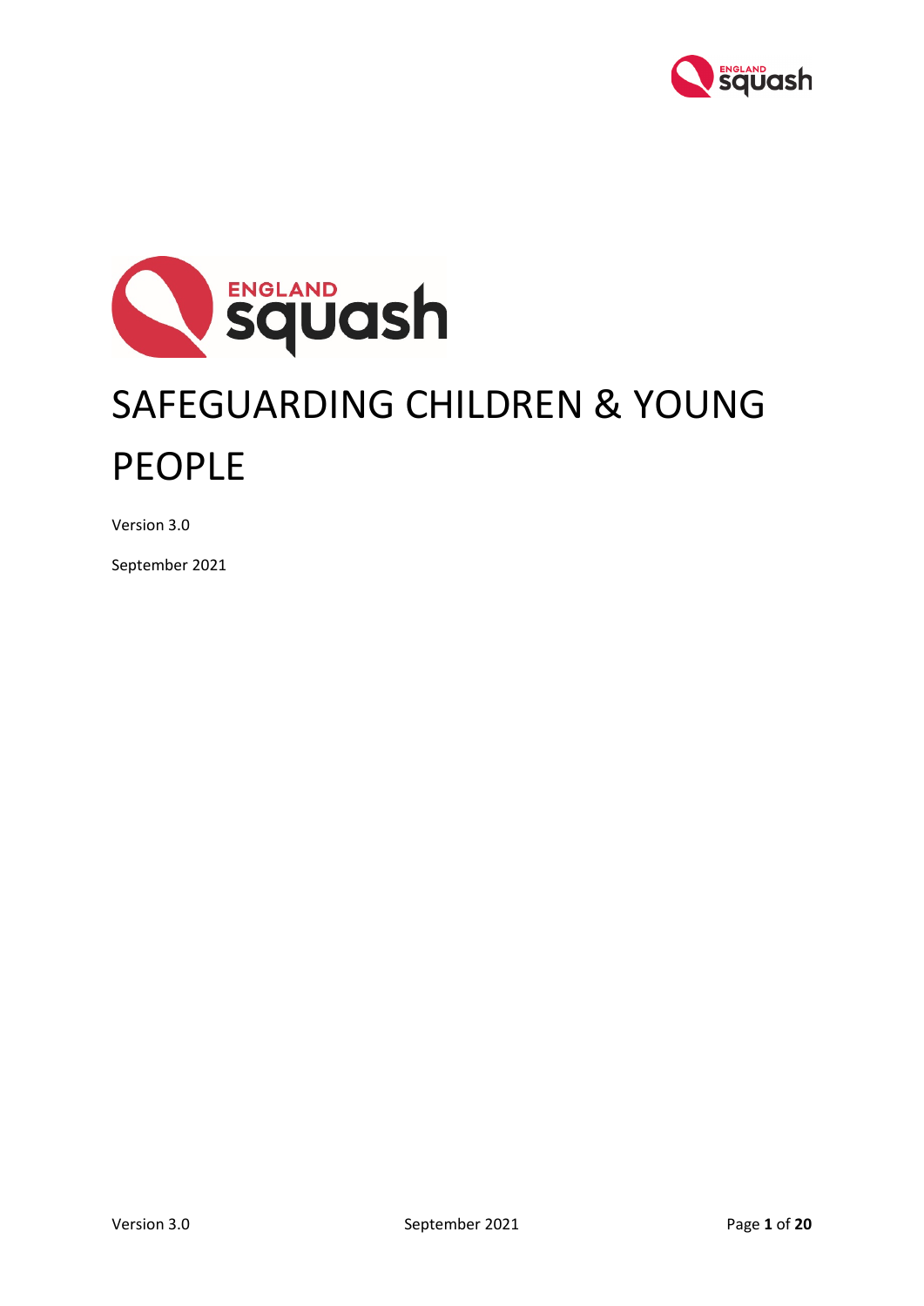# SAFEGUARDING CHILDREN & YOUNG PEOPLE

Version 3.0

September 2021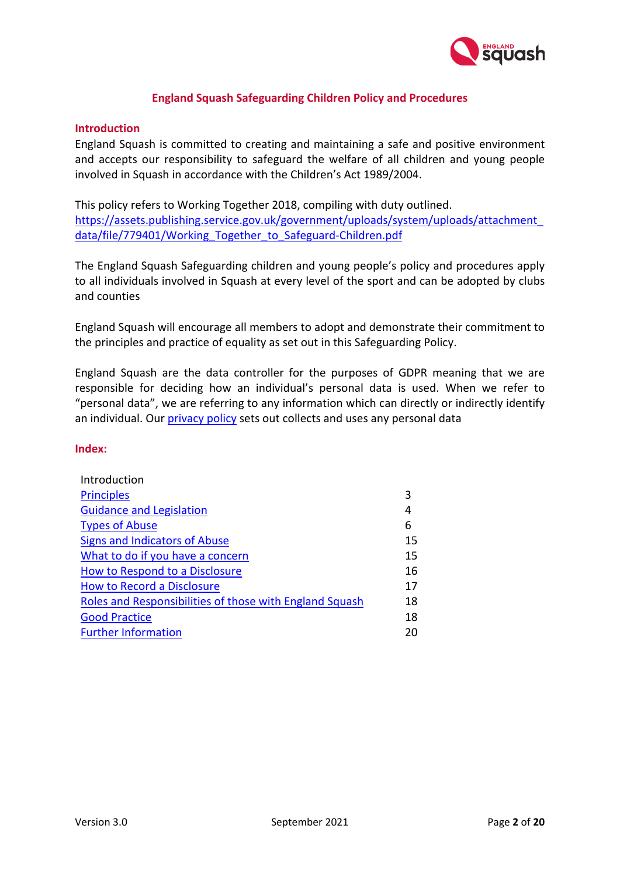# England Squash Safeguarding Children Policy and Procedures

## Introduction

England Squash is committed to creating and maintaining a safe and positive environment and accepts our responsibility to safeguard the welfare of all children and young people involved in Squash in accordance with the Children's Act 1989/2004.

This policy refers to Working Together 2018, compiling with duty outlined. [https://assets.publishing.service.gov.uk/government/uploads/system/uploads/attachment_data/file/779401/Working_Together_to_Safeguard-Children.pdf](https://assets.publishing.service.gov.uk/government/uploads/system/uploads/attachment_data/file/779401/Working_Together_to_Safeguard-Children.pdf)

The England Squash Safeguarding children and young people's policy and procedures apply to all individuals involved in Squash at every level of the sport and can be adopted by clubs and counties

England Squash will encourage all members to adopt and demonstrate their commitment to the principles and practice of equality as set out in this Safeguarding Policy.

England Squash are the data controller for the purposes of GDPR meaning that we are responsible for deciding how an individual's personal data is used. When we refer to "personal data", we are referring to any information which can directly or indirectly identify an individual. Our privacy policy sets out collects and uses any personal data

## Index:

| | |
|---|---|
| Introduction | |
| Principles | 3 |
| Guidance and Legislation | 4 |
| Types of Abuse | 6 |
| Signs and Indicators of Abuse | 15 |
| What to do if you have a concern | 15 |
| How to Respond to a Disclosure | 16 |
| How to Record a Disclosure | 17 |
| Roles and Responsibilities of those with England Squash | 18 |
| Good Practice | 18 |
| Further Information | 20 |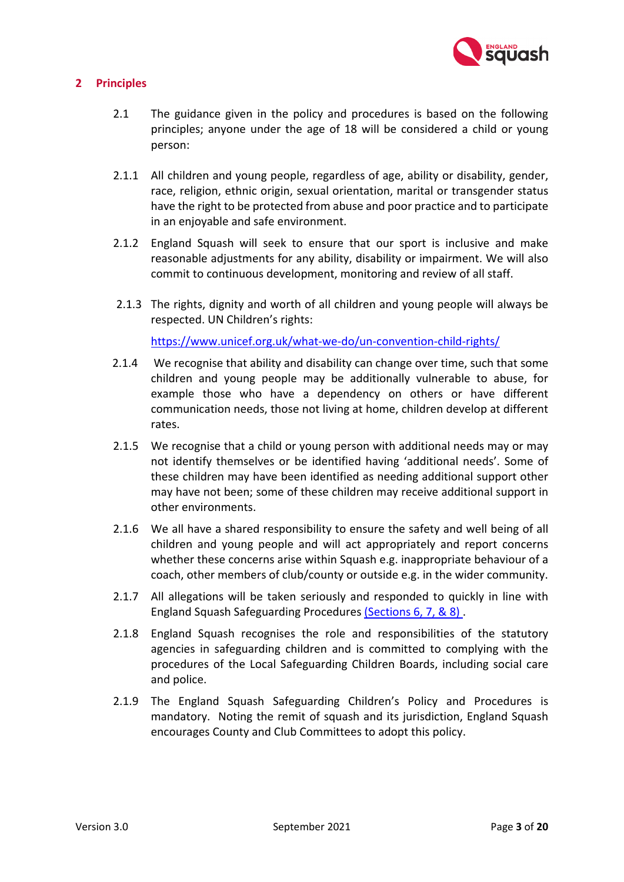## 2 Principles

2.1 The guidance given in the policy and procedures is based on the following principles; anyone under the age of 18 will be considered a child or young person:

2.1.1 All children and young people, regardless of age, ability or disability, gender, race, religion, ethnic origin, sexual orientation, marital or transgender status have the right to be protected from abuse and poor practice and to participate in an enjoyable and safe environment.

2.1.2 England Squash will seek to ensure that our sport is inclusive and make reasonable adjustments for any ability, disability or impairment. We will also commit to continuous development, monitoring and review of all staff.

2.1.3 The rights, dignity and worth of all children and young people will always be respected. UN Children's rights:

https://www.unicef.org.uk/what-we-do/un-convention-child-rights/

2.1.4 We recognise that ability and disability can change over time, such that some children and young people may be additionally vulnerable to abuse, for example those who have a dependency on others or have different communication needs, those not living at home, children develop at different rates.

2.1.5 We recognise that a child or young person with additional needs may or may not identify themselves or be identified having 'additional needs'. Some of these children may have been identified as needing additional support other may have not been; some of these children may receive additional support in other environments.

2.1.6 We all have a shared responsibility to ensure the safety and well being of all children and young people and will act appropriately and report concerns whether these concerns arise within Squash e.g. inappropriate behaviour of a coach, other members of club/county or outside e.g. in the wider community.

2.1.7 All allegations will be taken seriously and responded to quickly in line with England Squash Safeguarding Procedures (Sections 6, 7, & 8) .

2.1.8 England Squash recognises the role and responsibilities of the statutory agencies in safeguarding children and is committed to complying with the procedures of the Local Safeguarding Children Boards, including social care and police.

2.1.9 The England Squash Safeguarding Children's Policy and Procedures is mandatory. Noting the remit of squash and its jurisdiction, England Squash encourages County and Club Committees to adopt this policy.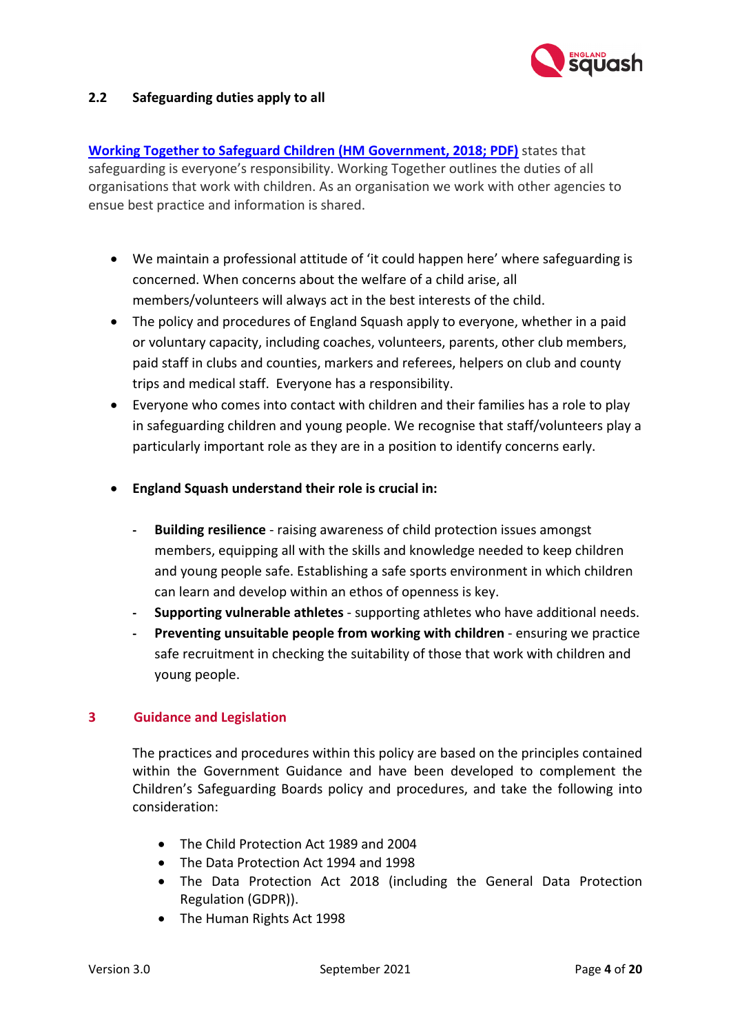### 2.2 Safeguarding duties apply to all

**Working Together to Safeguard Children (HM Government, 2018; PDF)** states that safeguarding is everyone's responsibility. Working Together outlines the duties of all organisations that work with children. As an organisation we work with other agencies to ensue best practice and information is shared.

- We maintain a professional attitude of 'it could happen here' where safeguarding is concerned. When concerns about the welfare of a child arise, all members/volunteers will always act in the best interests of the child.
- The policy and procedures of England Squash apply to everyone, whether in a paid or voluntary capacity, including coaches, volunteers, parents, other club members, paid staff in clubs and counties, markers and referees, helpers on club and county trips and medical staff. Everyone has a responsibility.
- Everyone who comes into contact with children and their families has a role to play in safeguarding children and young people. We recognise that staff/volunteers play a particularly important role as they are in a position to identify concerns early.
- **England Squash understand their role is crucial in:**
  - **Building resilience** - raising awareness of child protection issues amongst members, equipping all with the skills and knowledge needed to keep children and young people safe. Establishing a safe sports environment in which children can learn and develop within an ethos of openness is key.
  - **Supporting vulnerable athletes** - supporting athletes who have additional needs.
  - **Preventing unsuitable people from working with children** - ensuring we practice safe recruitment in checking the suitability of those that work with children and young people.

## 3 Guidance and Legislation

The practices and procedures within this policy are based on the principles contained within the Government Guidance and have been developed to complement the Children's Safeguarding Boards policy and procedures, and take the following into consideration:

- The Child Protection Act 1989 and 2004
- The Data Protection Act 1994 and 1998
- The Data Protection Act 2018 (including the General Data Protection Regulation (GDPR)).
- The Human Rights Act 1998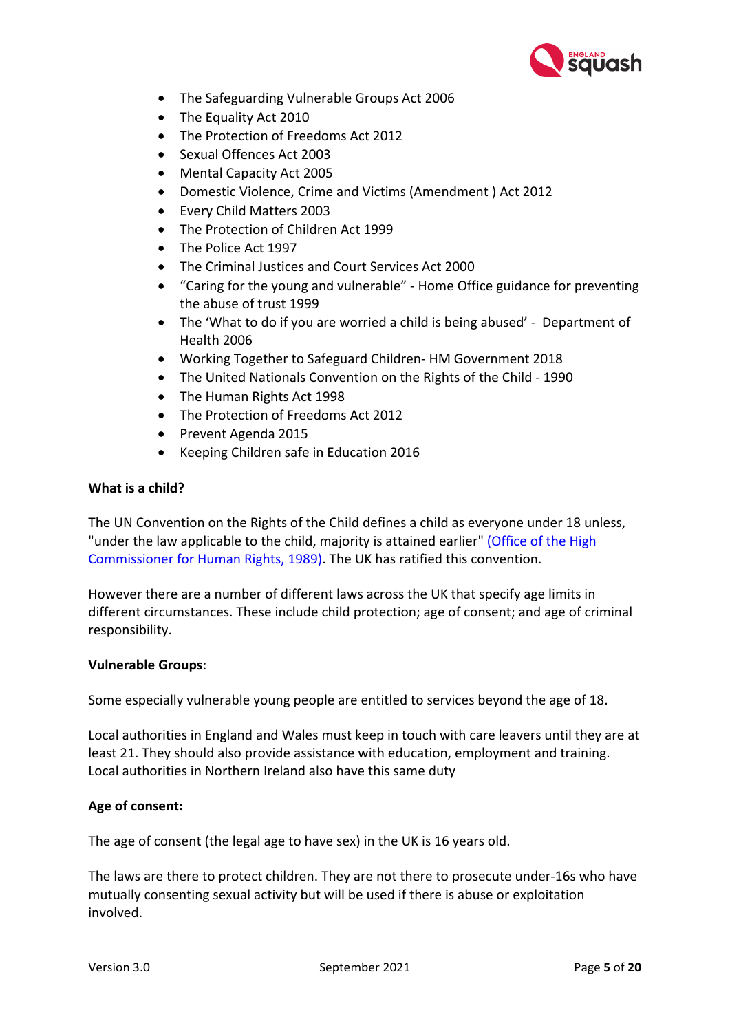- The Safeguarding Vulnerable Groups Act 2006
- The Equality Act 2010
- The Protection of Freedoms Act 2012
- Sexual Offences Act 2003
- Mental Capacity Act 2005
- Domestic Violence, Crime and Victims (Amendment ) Act 2012
- Every Child Matters 2003
- The Protection of Children Act 1999
- The Police Act 1997
- The Criminal Justices and Court Services Act 2000
- "Caring for the young and vulnerable" - Home Office guidance for preventing the abuse of trust 1999
- The 'What to do if you are worried a child is being abused' - Department of Health 2006
- Working Together to Safeguard Children- HM Government 2018
- The United Nationals Convention on the Rights of the Child - 1990
- The Human Rights Act 1998
- The Protection of Freedoms Act 2012
- Prevent Agenda 2015
- Keeping Children safe in Education 2016

**What is a child?**

The UN Convention on the Rights of the Child defines a child as everyone under 18 unless, "under the law applicable to the child, majority is attained earlier" (Office of the High Commissioner for Human Rights, 1989). The UK has ratified this convention.

However there are a number of different laws across the UK that specify age limits in different circumstances. These include child protection; age of consent; and age of criminal responsibility.

**Vulnerable Groups**:

Some especially vulnerable young people are entitled to services beyond the age of 18.

Local authorities in England and Wales must keep in touch with care leavers until they are at least 21. They should also provide assistance with education, employment and training. Local authorities in Northern Ireland also have this same duty

**Age of consent:**

The age of consent (the legal age to have sex) in the UK is 16 years old.

The laws are there to protect children. They are not there to prosecute under-16s who have mutually consenting sexual activity but will be used if there is abuse or exploitation involved.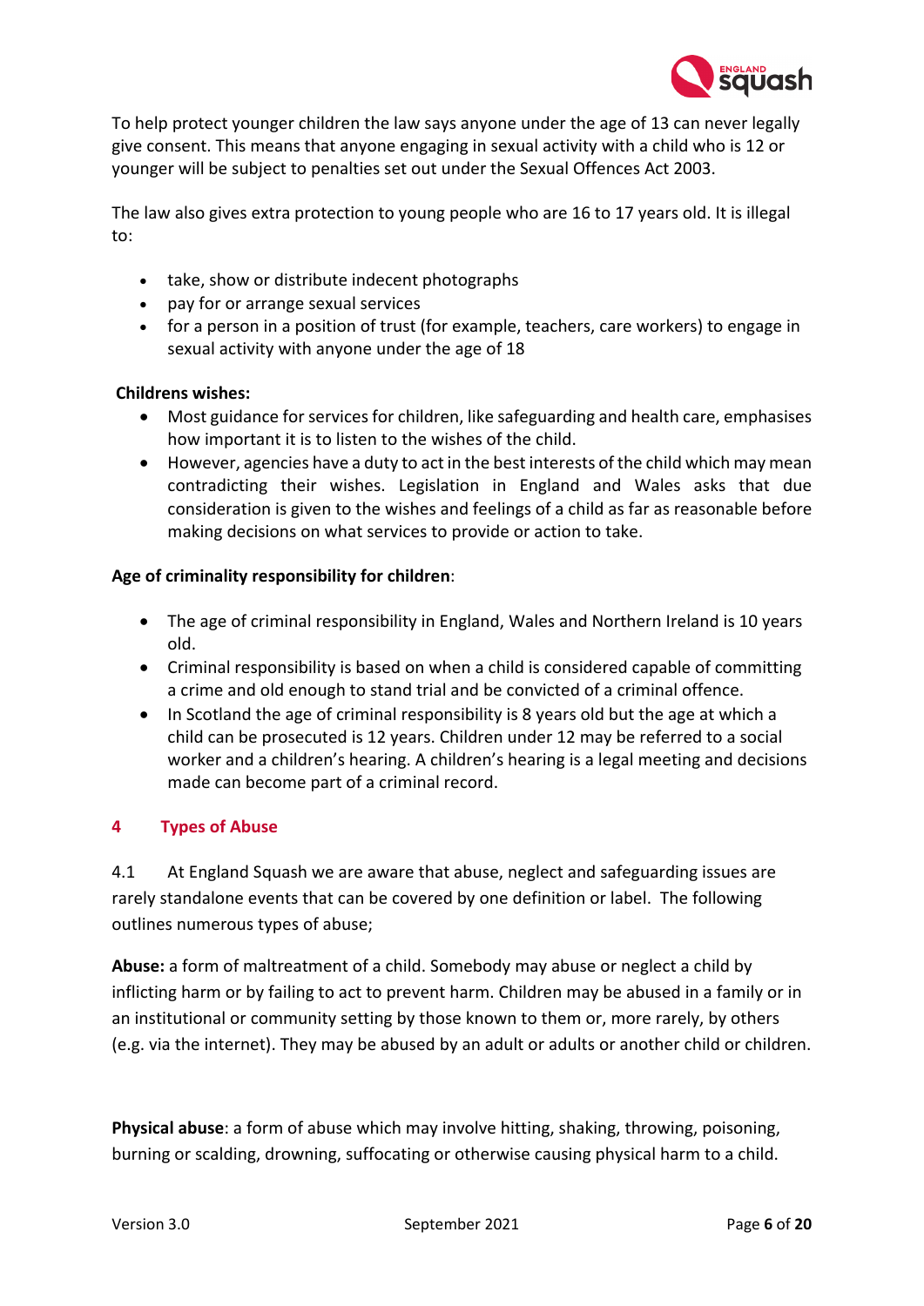To help protect younger children the law says anyone under the age of 13 can never legally give consent. This means that anyone engaging in sexual activity with a child who is 12 or younger will be subject to penalties set out under the Sexual Offences Act 2003.

The law also gives extra protection to young people who are 16 to 17 years old. It is illegal to:

- take, show or distribute indecent photographs
- pay for or arrange sexual services
- for a person in a position of trust (for example, teachers, care workers) to engage in sexual activity with anyone under the age of 18

**Childrens wishes:**

- Most guidance for services for children, like safeguarding and health care, emphasises how important it is to listen to the wishes of the child.
- However, agencies have a duty to act in the best interests of the child which may mean contradicting their wishes. Legislation in England and Wales asks that due consideration is given to the wishes and feelings of a child as far as reasonable before making decisions on what services to provide or action to take.

**Age of criminality responsibility for children**:

- The age of criminal responsibility in England, Wales and Northern Ireland is 10 years old.
- Criminal responsibility is based on when a child is considered capable of committing a crime and old enough to stand trial and be convicted of a criminal offence.
- In Scotland the age of criminal responsibility is 8 years old but the age at which a child can be prosecuted is 12 years. Children under 12 may be referred to a social worker and a children's hearing. A children's hearing is a legal meeting and decisions made can become part of a criminal record.

## 4 Types of Abuse

4.1 At England Squash we are aware that abuse, neglect and safeguarding issues are rarely standalone events that can be covered by one definition or label. The following outlines numerous types of abuse;

**Abuse:** a form of maltreatment of a child. Somebody may abuse or neglect a child by inflicting harm or by failing to act to prevent harm. Children may be abused in a family or in an institutional or community setting by those known to them or, more rarely, by others (e.g. via the internet). They may be abused by an adult or adults or another child or children.

**Physical abuse**: a form of abuse which may involve hitting, shaking, throwing, poisoning, burning or scalding, drowning, suffocating or otherwise causing physical harm to a child.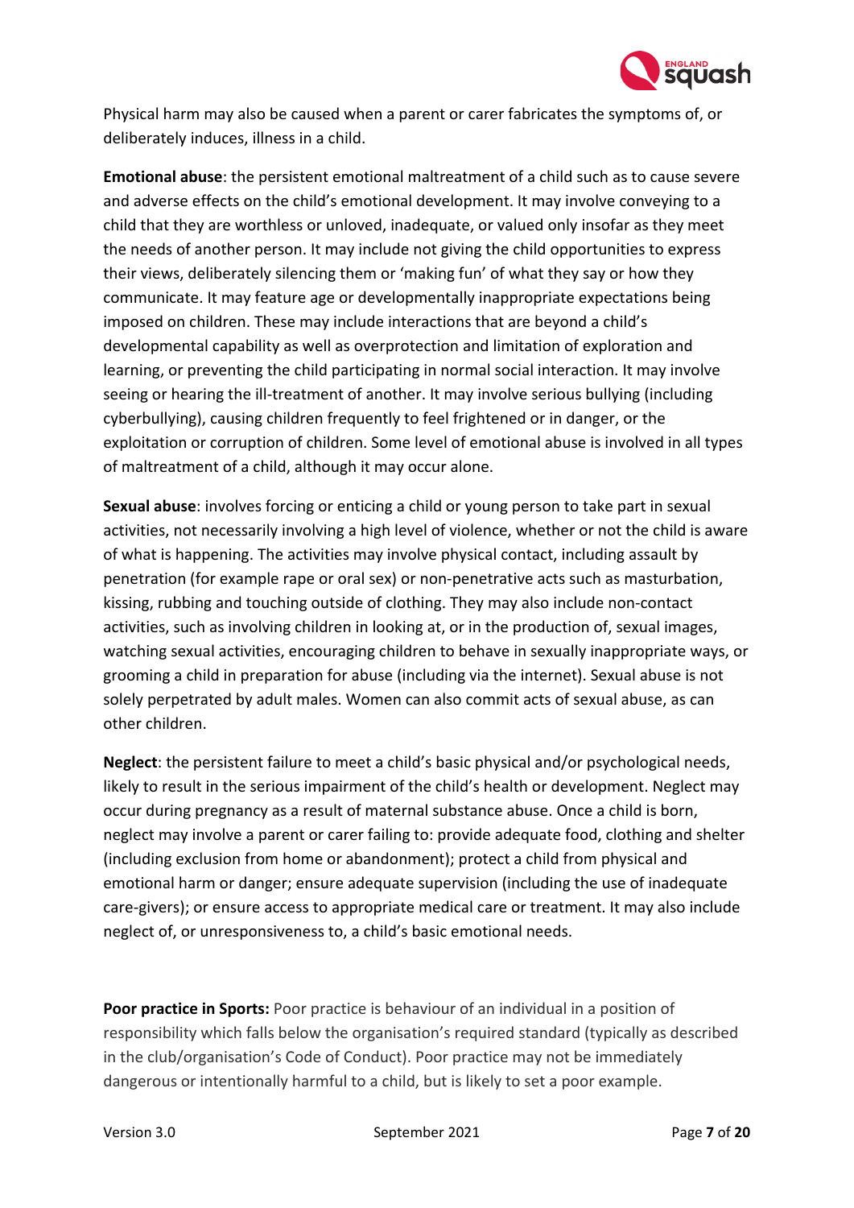Physical harm may also be caused when a parent or carer fabricates the symptoms of, or deliberately induces, illness in a child.

**Emotional abuse**: the persistent emotional maltreatment of a child such as to cause severe and adverse effects on the child's emotional development. It may involve conveying to a child that they are worthless or unloved, inadequate, or valued only insofar as they meet the needs of another person. It may include not giving the child opportunities to express their views, deliberately silencing them or 'making fun' of what they say or how they communicate. It may feature age or developmentally inappropriate expectations being imposed on children. These may include interactions that are beyond a child's developmental capability as well as overprotection and limitation of exploration and learning, or preventing the child participating in normal social interaction. It may involve seeing or hearing the ill-treatment of another. It may involve serious bullying (including cyberbullying), causing children frequently to feel frightened or in danger, or the exploitation or corruption of children. Some level of emotional abuse is involved in all types of maltreatment of a child, although it may occur alone.

**Sexual abuse**: involves forcing or enticing a child or young person to take part in sexual activities, not necessarily involving a high level of violence, whether or not the child is aware of what is happening. The activities may involve physical contact, including assault by penetration (for example rape or oral sex) or non-penetrative acts such as masturbation, kissing, rubbing and touching outside of clothing. They may also include non-contact activities, such as involving children in looking at, or in the production of, sexual images, watching sexual activities, encouraging children to behave in sexually inappropriate ways, or grooming a child in preparation for abuse (including via the internet). Sexual abuse is not solely perpetrated by adult males. Women can also commit acts of sexual abuse, as can other children.

**Neglect**: the persistent failure to meet a child's basic physical and/or psychological needs, likely to result in the serious impairment of the child's health or development. Neglect may occur during pregnancy as a result of maternal substance abuse. Once a child is born, neglect may involve a parent or carer failing to: provide adequate food, clothing and shelter (including exclusion from home or abandonment); protect a child from physical and emotional harm or danger; ensure adequate supervision (including the use of inadequate care-givers); or ensure access to appropriate medical care or treatment. It may also include neglect of, or unresponsiveness to, a child's basic emotional needs.

**Poor practice in Sports:** Poor practice is behaviour of an individual in a position of responsibility which falls below the organisation's required standard (typically as described in the club/organisation's Code of Conduct). Poor practice may not be immediately dangerous or intentionally harmful to a child, but is likely to set a poor example.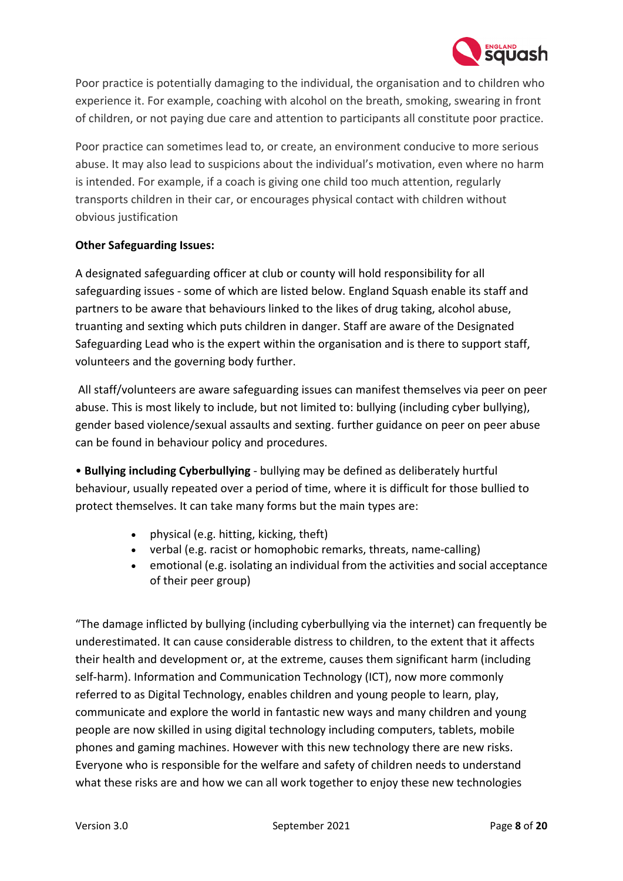Poor practice is potentially damaging to the individual, the organisation and to children who experience it. For example, coaching with alcohol on the breath, smoking, swearing in front of children, or not paying due care and attention to participants all constitute poor practice.

Poor practice can sometimes lead to, or create, an environment conducive to more serious abuse. It may also lead to suspicions about the individual's motivation, even where no harm is intended. For example, if a coach is giving one child too much attention, regularly transports children in their car, or encourages physical contact with children without obvious justification

**Other Safeguarding Issues:**

A designated safeguarding officer at club or county will hold responsibility for all safeguarding issues - some of which are listed below. England Squash enable its staff and partners to be aware that behaviours linked to the likes of drug taking, alcohol abuse, truanting and sexting which puts children in danger. Staff are aware of the Designated Safeguarding Lead who is the expert within the organisation and is there to support staff, volunteers and the governing body further.

All staff/volunteers are aware safeguarding issues can manifest themselves via peer on peer abuse. This is most likely to include, but not limited to: bullying (including cyber bullying), gender based violence/sexual assaults and sexting. further guidance on peer on peer abuse can be found in behaviour policy and procedures.

• **Bullying including Cyberbullying** - bullying may be defined as deliberately hurtful behaviour, usually repeated over a period of time, where it is difficult for those bullied to protect themselves. It can take many forms but the main types are:

- physical (e.g. hitting, kicking, theft)
- verbal (e.g. racist or homophobic remarks, threats, name-calling)
- emotional (e.g. isolating an individual from the activities and social acceptance of their peer group)

"The damage inflicted by bullying (including cyberbullying via the internet) can frequently be underestimated. It can cause considerable distress to children, to the extent that it affects their health and development or, at the extreme, causes them significant harm (including self-harm). Information and Communication Technology (ICT), now more commonly referred to as Digital Technology, enables children and young people to learn, play, communicate and explore the world in fantastic new ways and many children and young people are now skilled in using digital technology including computers, tablets, mobile phones and gaming machines. However with this new technology there are new risks. Everyone who is responsible for the welfare and safety of children needs to understand what these risks are and how we can all work together to enjoy these new technologies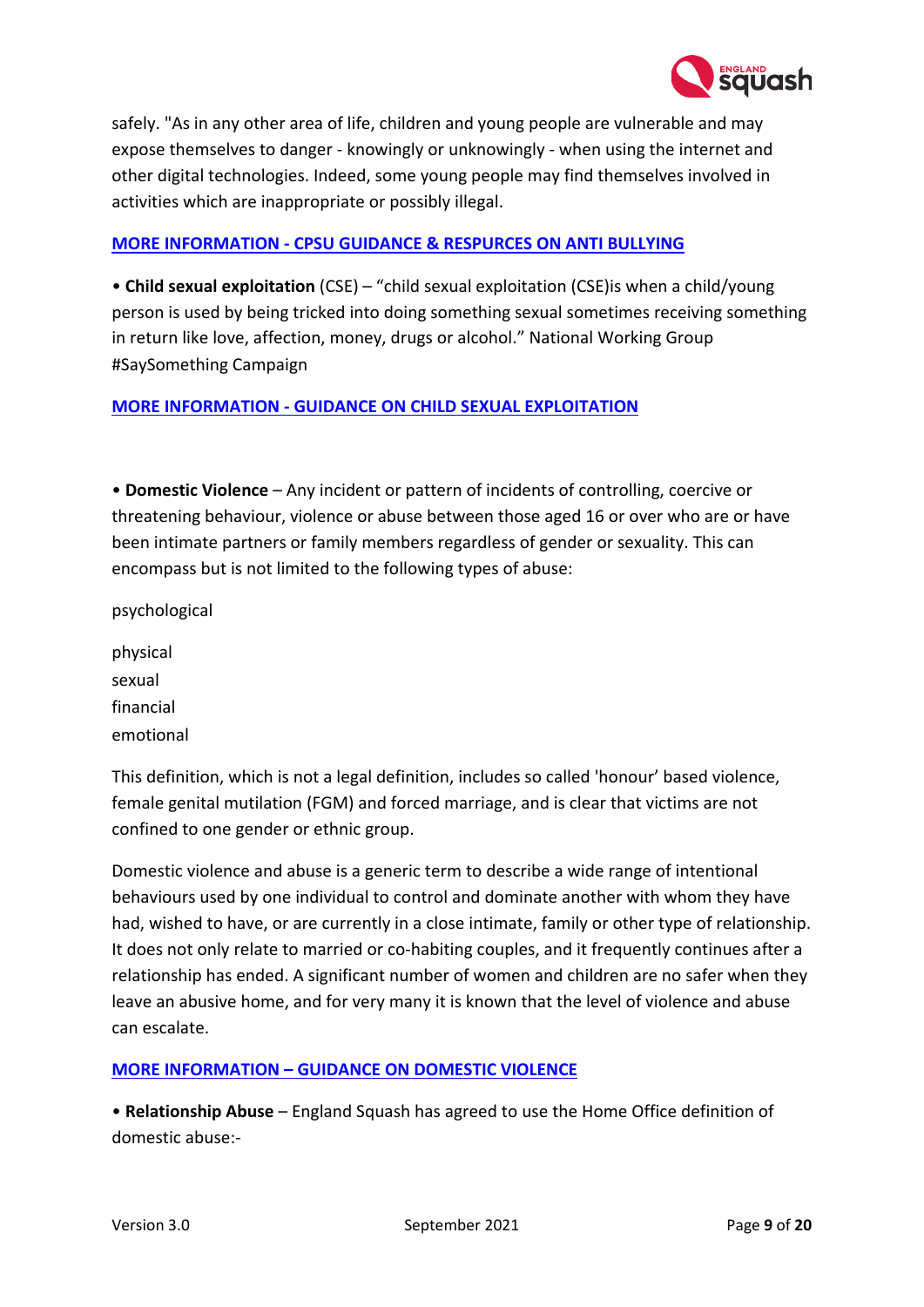safely. "As in any other area of life, children and young people are vulnerable and may expose themselves to danger - knowingly or unknowingly - when using the internet and other digital technologies. Indeed, some young people may find themselves involved in activities which are inappropriate or possibly illegal.

**MORE INFORMATION - CPSU GUIDANCE & RESPURCES ON ANTI BULLYING**

• **Child sexual exploitation** (CSE) – "child sexual exploitation (CSE)is when a child/young person is used by being tricked into doing something sexual sometimes receiving something in return like love, affection, money, drugs or alcohol." National Working Group #SaySomething Campaign

**MORE INFORMATION - GUIDANCE ON CHILD SEXUAL EXPLOITATION**

• **Domestic Violence** – Any incident or pattern of incidents of controlling, coercive or threatening behaviour, violence or abuse between those aged 16 or over who are or have been intimate partners or family members regardless of gender or sexuality. This can encompass but is not limited to the following types of abuse:

psychological

physical
sexual
financial
emotional

This definition, which is not a legal definition, includes so called 'honour' based violence, female genital mutilation (FGM) and forced marriage, and is clear that victims are not confined to one gender or ethnic group.

Domestic violence and abuse is a generic term to describe a wide range of intentional behaviours used by one individual to control and dominate another with whom they have had, wished to have, or are currently in a close intimate, family or other type of relationship. It does not only relate to married or co-habiting couples, and it frequently continues after a relationship has ended. A significant number of women and children are no safer when they leave an abusive home, and for very many it is known that the level of violence and abuse can escalate.

**MORE INFORMATION – GUIDANCE ON DOMESTIC VIOLENCE**

• **Relationship Abuse** – England Squash has agreed to use the Home Office definition of domestic abuse:-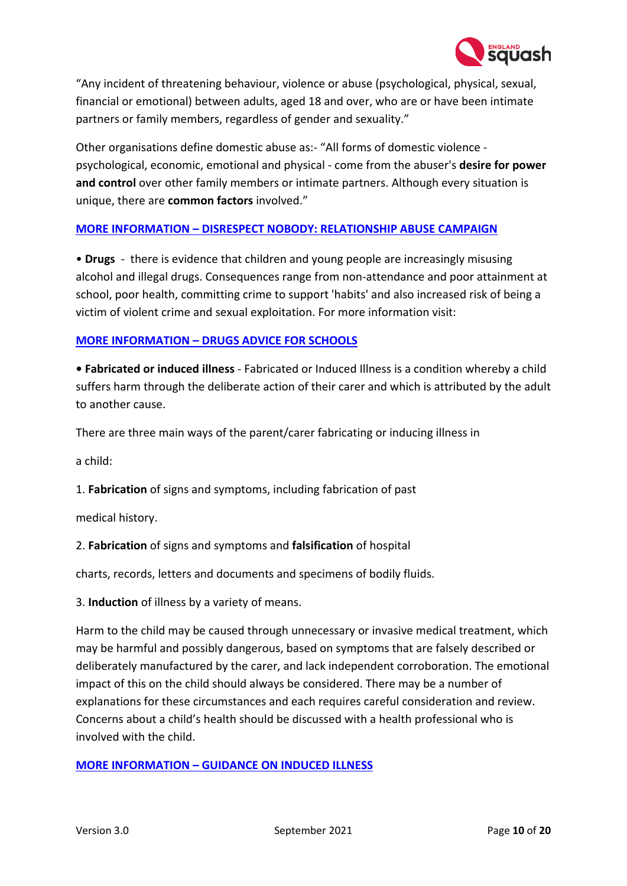"Any incident of threatening behaviour, violence or abuse (psychological, physical, sexual, financial or emotional) between adults, aged 18 and over, who are or have been intimate partners or family members, regardless of gender and sexuality."

Other organisations define domestic abuse as:- "All forms of domestic violence - psychological, economic, emotional and physical - come from the abuser's **desire for power and control** over other family members or intimate partners. Although every situation is unique, there are **common factors** involved."

**MORE INFORMATION – DISRESPECT NOBODY: RELATIONSHIP ABUSE CAMPAIGN**

• **Drugs** - there is evidence that children and young people are increasingly misusing alcohol and illegal drugs. Consequences range from non-attendance and poor attainment at school, poor health, committing crime to support 'habits' and also increased risk of being a victim of violent crime and sexual exploitation. For more information visit:

**MORE INFORMATION – DRUGS ADVICE FOR SCHOOLS**

**• Fabricated or induced illness** - Fabricated or Induced Illness is a condition whereby a child suffers harm through the deliberate action of their carer and which is attributed by the adult to another cause.

There are three main ways of the parent/carer fabricating or inducing illness in a child:

1. **Fabrication** of signs and symptoms, including fabrication of past medical history.
2. **Fabrication** of signs and symptoms and **falsification** of hospital charts, records, letters and documents and specimens of bodily fluids.
3. **Induction** of illness by a variety of means.

Harm to the child may be caused through unnecessary or invasive medical treatment, which may be harmful and possibly dangerous, based on symptoms that are falsely described or deliberately manufactured by the carer, and lack independent corroboration. The emotional impact of this on the child should always be considered. There may be a number of explanations for these circumstances and each requires careful consideration and review. Concerns about a child's health should be discussed with a health professional who is involved with the child.

**MORE INFORMATION – GUIDANCE ON INDUCED ILLNESS**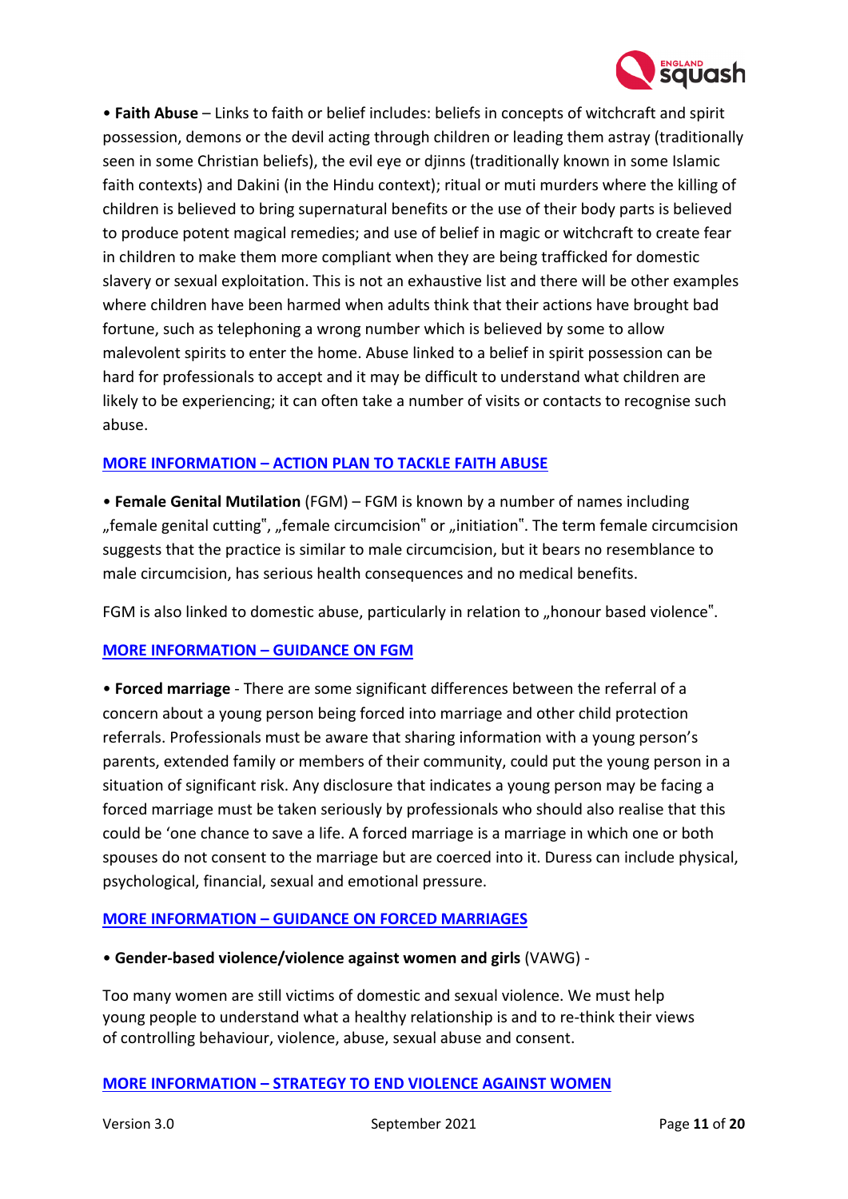• **Faith Abuse** – Links to faith or belief includes: beliefs in concepts of witchcraft and spirit possession, demons or the devil acting through children or leading them astray (traditionally seen in some Christian beliefs), the evil eye or djinns (traditionally known in some Islamic faith contexts) and Dakini (in the Hindu context); ritual or muti murders where the killing of children is believed to bring supernatural benefits or the use of their body parts is believed to produce potent magical remedies; and use of belief in magic or witchcraft to create fear in children to make them more compliant when they are being trafficked for domestic slavery or sexual exploitation. This is not an exhaustive list and there will be other examples where children have been harmed when adults think that their actions have brought bad fortune, such as telephoning a wrong number which is believed by some to allow malevolent spirits to enter the home. Abuse linked to a belief in spirit possession can be hard for professionals to accept and it may be difficult to understand what children are likely to be experiencing; it can often take a number of visits or contacts to recognise such abuse.

**MORE INFORMATION – ACTION PLAN TO TACKLE FAITH ABUSE**

• **Female Genital Mutilation** (FGM) – FGM is known by a number of names including „female genital cutting", „female circumcision" or „initiation". The term female circumcision suggests that the practice is similar to male circumcision, but it bears no resemblance to male circumcision, has serious health consequences and no medical benefits.

FGM is also linked to domestic abuse, particularly in relation to „honour based violence".

**MORE INFORMATION – GUIDANCE ON FGM**

• **Forced marriage** - There are some significant differences between the referral of a concern about a young person being forced into marriage and other child protection referrals. Professionals must be aware that sharing information with a young person's parents, extended family or members of their community, could put the young person in a situation of significant risk. Any disclosure that indicates a young person may be facing a forced marriage must be taken seriously by professionals who should also realise that this could be 'one chance to save a life. A forced marriage is a marriage in which one or both spouses do not consent to the marriage but are coerced into it. Duress can include physical, psychological, financial, sexual and emotional pressure.

**MORE INFORMATION – GUIDANCE ON FORCED MARRIAGES**

• **Gender-based violence/violence against women and girls** (VAWG) -

Too many women are still victims of domestic and sexual violence. We must help young people to understand what a healthy relationship is and to re-think their views of controlling behaviour, violence, abuse, sexual abuse and consent.

**MORE INFORMATION – STRATEGY TO END VIOLENCE AGAINST WOMEN**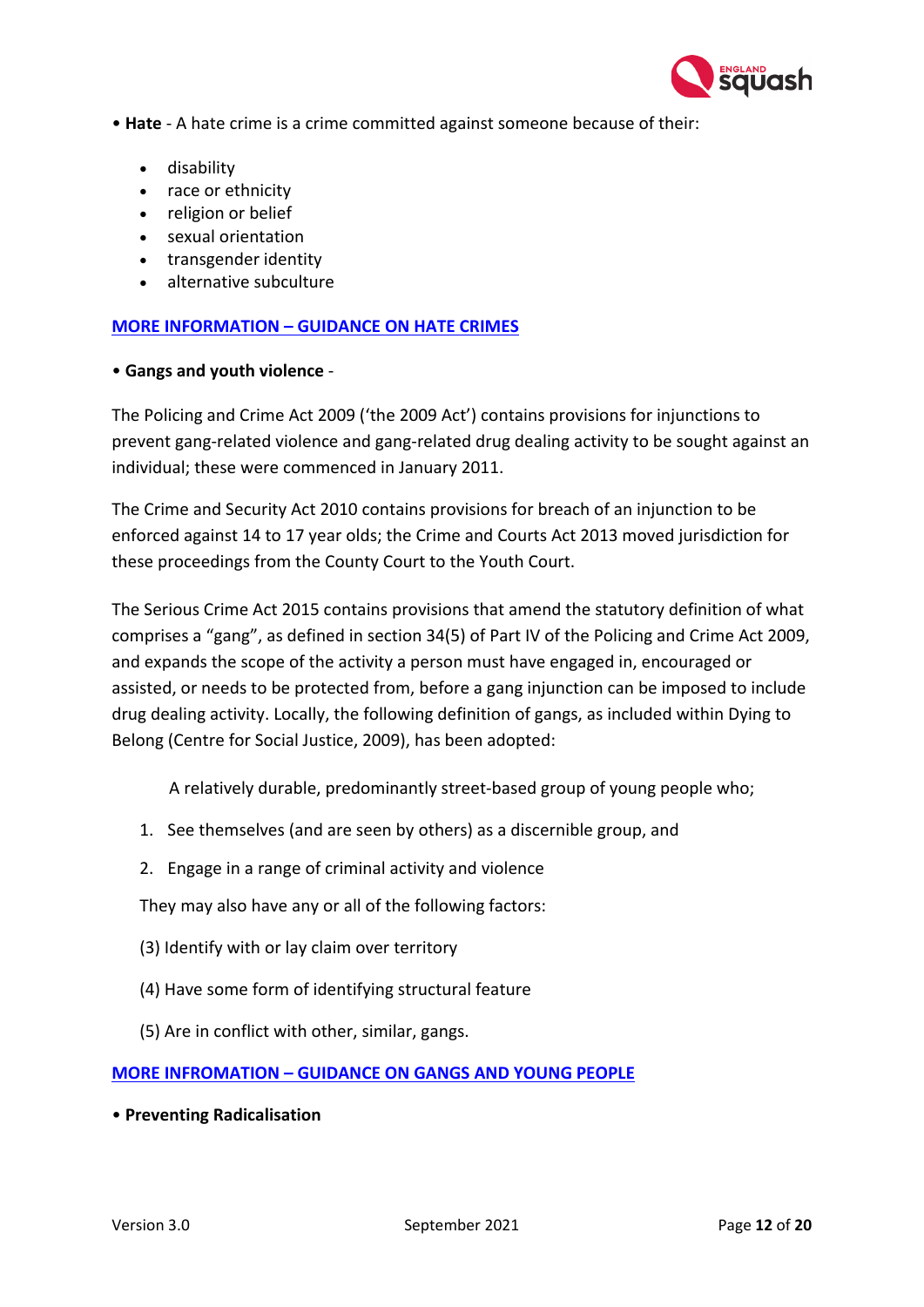• **Hate** - A hate crime is a crime committed against someone because of their:

- disability
- race or ethnicity
- religion or belief
- sexual orientation
- transgender identity
- alternative subculture

**MORE INFORMATION – GUIDANCE ON HATE CRIMES**

• **Gangs and youth violence** -

The Policing and Crime Act 2009 ('the 2009 Act') contains provisions for injunctions to prevent gang-related violence and gang-related drug dealing activity to be sought against an individual; these were commenced in January 2011.

The Crime and Security Act 2010 contains provisions for breach of an injunction to be enforced against 14 to 17 year olds; the Crime and Courts Act 2013 moved jurisdiction for these proceedings from the County Court to the Youth Court.

The Serious Crime Act 2015 contains provisions that amend the statutory definition of what comprises a "gang", as defined in section 34(5) of Part IV of the Policing and Crime Act 2009, and expands the scope of the activity a person must have engaged in, encouraged or assisted, or needs to be protected from, before a gang injunction can be imposed to include drug dealing activity. Locally, the following definition of gangs, as included within Dying to Belong (Centre for Social Justice, 2009), has been adopted:

A relatively durable, predominantly street-based group of young people who;

1. See themselves (and are seen by others) as a discernible group, and
2. Engage in a range of criminal activity and violence

They may also have any or all of the following factors:

(3) Identify with or lay claim over territory

(4) Have some form of identifying structural feature

(5) Are in conflict with other, similar, gangs.

**MORE INFROMATION – GUIDANCE ON GANGS AND YOUNG PEOPLE**

• **Preventing Radicalisation**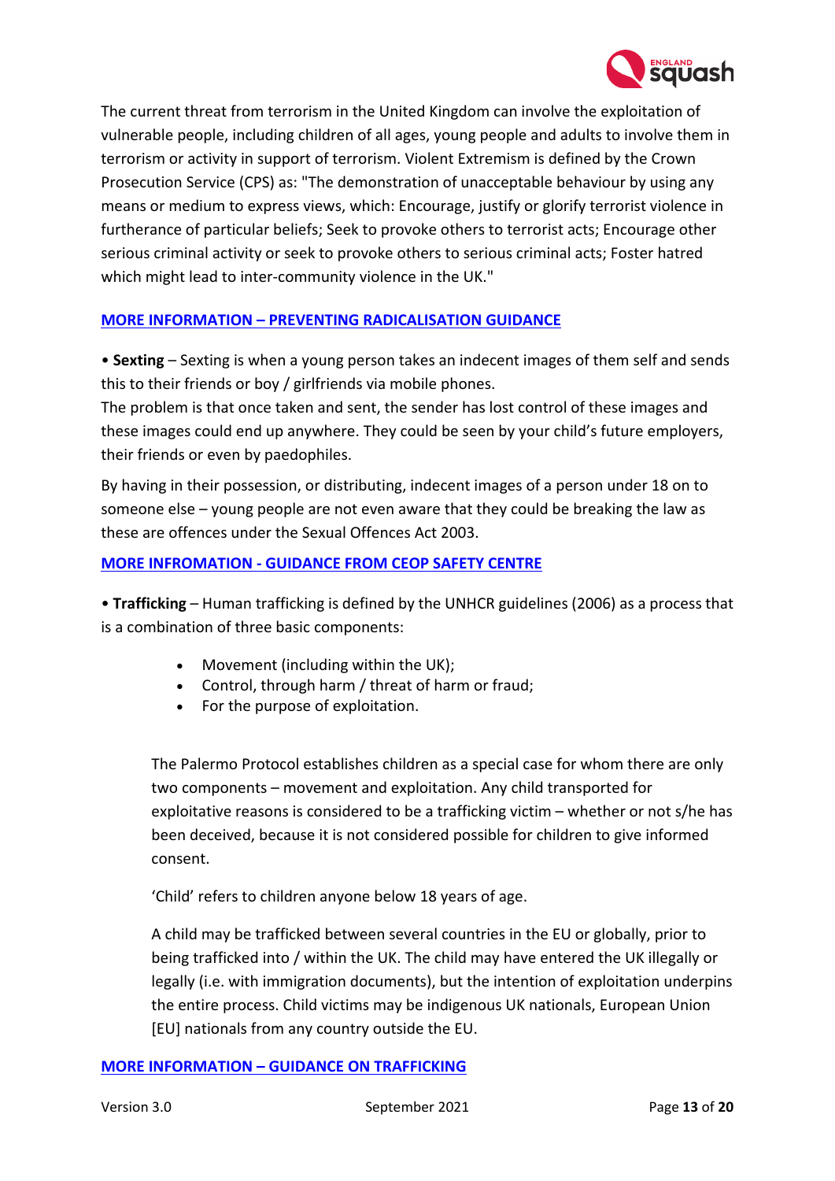The current threat from terrorism in the United Kingdom can involve the exploitation of vulnerable people, including children of all ages, young people and adults to involve them in terrorism or activity in support of terrorism. Violent Extremism is defined by the Crown Prosecution Service (CPS) as: "The demonstration of unacceptable behaviour by using any means or medium to express views, which: Encourage, justify or glorify terrorist violence in furtherance of particular beliefs; Seek to provoke others to terrorist acts; Encourage other serious criminal activity or seek to provoke others to serious criminal acts; Foster hatred which might lead to inter-community violence in the UK."

**MORE INFORMATION – PREVENTING RADICALISATION GUIDANCE**

• **Sexting** – Sexting is when a young person takes an indecent images of them self and sends this to their friends or boy / girlfriends via mobile phones.
The problem is that once taken and sent, the sender has lost control of these images and these images could end up anywhere. They could be seen by your child's future employers, their friends or even by paedophiles.

By having in their possession, or distributing, indecent images of a person under 18 on to someone else – young people are not even aware that they could be breaking the law as these are offences under the Sexual Offences Act 2003.

**MORE INFROMATION - GUIDANCE FROM CEOP SAFETY CENTRE**

• **Trafficking** – Human trafficking is defined by the UNHCR guidelines (2006) as a process that is a combination of three basic components:

- Movement (including within the UK);
- Control, through harm / threat of harm or fraud;
- For the purpose of exploitation.

The Palermo Protocol establishes children as a special case for whom there are only two components – movement and exploitation. Any child transported for exploitative reasons is considered to be a trafficking victim – whether or not s/he has been deceived, because it is not considered possible for children to give informed consent.

'Child' refers to children anyone below 18 years of age.

A child may be trafficked between several countries in the EU or globally, prior to being trafficked into / within the UK. The child may have entered the UK illegally or legally (i.e. with immigration documents), but the intention of exploitation underpins the entire process. Child victims may be indigenous UK nationals, European Union [EU] nationals from any country outside the EU.

**MORE INFORMATION – GUIDANCE ON TRAFFICKING**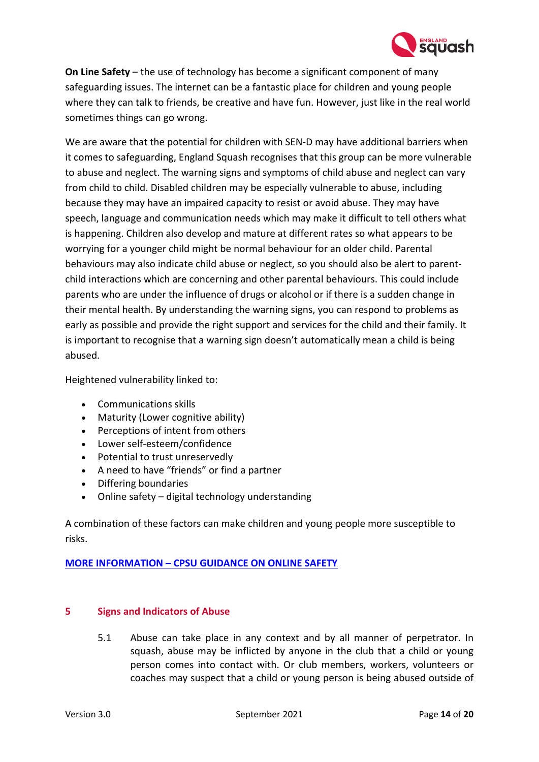**On Line Safety** – the use of technology has become a significant component of many safeguarding issues. The internet can be a fantastic place for children and young people where they can talk to friends, be creative and have fun. However, just like in the real world sometimes things can go wrong.

We are aware that the potential for children with SEN-D may have additional barriers when it comes to safeguarding, England Squash recognises that this group can be more vulnerable to abuse and neglect. The warning signs and symptoms of child abuse and neglect can vary from child to child. Disabled children may be especially vulnerable to abuse, including because they may have an impaired capacity to resist or avoid abuse. They may have speech, language and communication needs which may make it difficult to tell others what is happening. Children also develop and mature at different rates so what appears to be worrying for a younger child might be normal behaviour for an older child. Parental behaviours may also indicate child abuse or neglect, so you should also be alert to parent-child interactions which are concerning and other parental behaviours. This could include parents who are under the influence of drugs or alcohol or if there is a sudden change in their mental health. By understanding the warning signs, you can respond to problems as early as possible and provide the right support and services for the child and their family. It is important to recognise that a warning sign doesn't automatically mean a child is being abused.

Heightened vulnerability linked to:

- Communications skills
- Maturity (Lower cognitive ability)
- Perceptions of intent from others
- Lower self-esteem/confidence
- Potential to trust unreservedly
- A need to have "friends" or find a partner
- Differing boundaries
- Online safety – digital technology understanding

A combination of these factors can make children and young people more susceptible to risks.

**MORE INFORMATION – CPSU GUIDANCE ON ONLINE SAFETY**

## 5 Signs and Indicators of Abuse

5.1 Abuse can take place in any context and by all manner of perpetrator. In squash, abuse may be inflicted by anyone in the club that a child or young person comes into contact with. Or club members, workers, volunteers or coaches may suspect that a child or young person is being abused outside of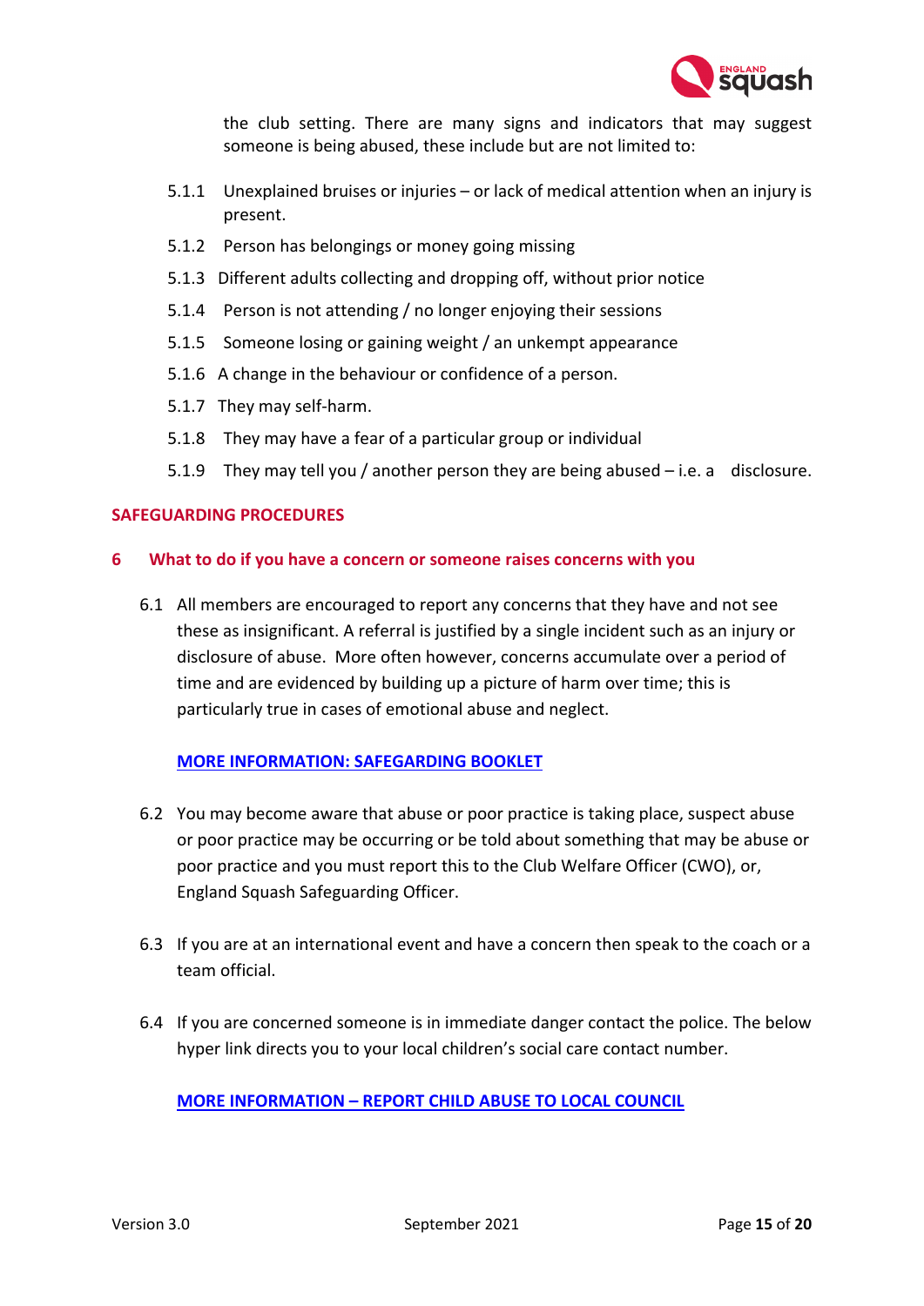the club setting. There are many signs and indicators that may suggest someone is being abused, these include but are not limited to:

5.1.1 Unexplained bruises or injuries – or lack of medical attention when an injury is present.

5.1.2 Person has belongings or money going missing

5.1.3 Different adults collecting and dropping off, without prior notice

5.1.4 Person is not attending / no longer enjoying their sessions

5.1.5 Someone losing or gaining weight / an unkempt appearance

5.1.6 A change in the behaviour or confidence of a person.

5.1.7 They may self-harm.

5.1.8 They may have a fear of a particular group or individual

5.1.9 They may tell you / another person they are being abused – i.e. a disclosure.

## SAFEGUARDING PROCEDURES

### 6 What to do if you have a concern or someone raises concerns with you

6.1 All members are encouraged to report any concerns that they have and not see these as insignificant. A referral is justified by a single incident such as an injury or disclosure of abuse. More often however, concerns accumulate over a period of time and are evidenced by building up a picture of harm over time; this is particularly true in cases of emotional abuse and neglect.

**MORE INFORMATION: SAFEGARDING BOOKLET**

6.2 You may become aware that abuse or poor practice is taking place, suspect abuse or poor practice may be occurring or be told about something that may be abuse or poor practice and you must report this to the Club Welfare Officer (CWO), or, England Squash Safeguarding Officer.

6.3 If you are at an international event and have a concern then speak to the coach or a team official.

6.4 If you are concerned someone is in immediate danger contact the police. The below hyper link directs you to your local children's social care contact number.

**MORE INFORMATION – REPORT CHILD ABUSE TO LOCAL COUNCIL**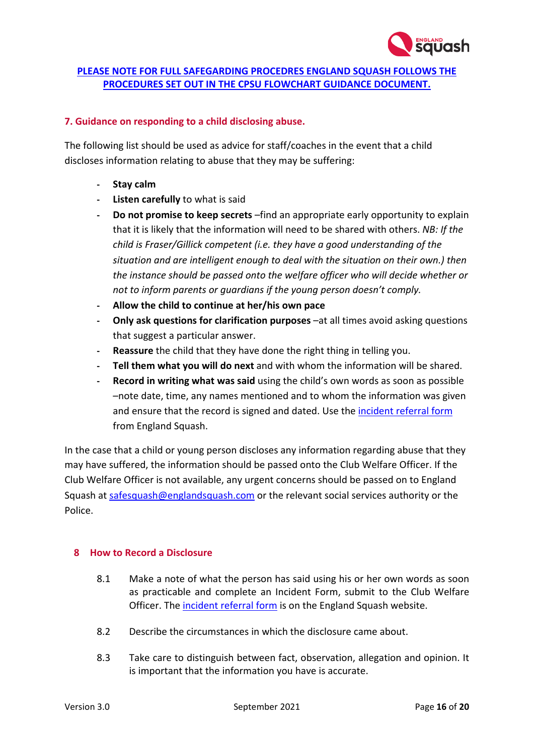**PLEASE NOTE FOR FULL SAFEGARDING PROCEDRES ENGLAND SQUASH FOLLOWS THE PROCEDURES SET OUT IN THE CPSU FLOWCHART GUIDANCE DOCUMENT.**

## 7. Guidance on responding to a child disclosing abuse.

The following list should be used as advice for staff/coaches in the event that a child discloses information relating to abuse that they may be suffering:

- **Stay calm**
- **Listen carefully** to what is said
- **Do not promise to keep secrets** –find an appropriate early opportunity to explain that it is likely that the information will need to be shared with others. *NB: If the child is Fraser/Gillick competent (i.e. they have a good understanding of the situation and are intelligent enough to deal with the situation on their own.) then the instance should be passed onto the welfare officer who will decide whether or not to inform parents or guardians if the young person doesn't comply.*
- **Allow the child to continue at her/his own pace**
- **Only ask questions for clarification purposes** –at all times avoid asking questions that suggest a particular answer.
- **Reassure** the child that they have done the right thing in telling you.
- **Tell them what you will do next** and with whom the information will be shared.
- **Record in writing what was said** using the child's own words as soon as possible –note date, time, any names mentioned and to whom the information was given and ensure that the record is signed and dated. Use the incident referral form from England Squash.

In the case that a child or young person discloses any information regarding abuse that they may have suffered, the information should be passed onto the Club Welfare Officer. If the Club Welfare Officer is not available, any urgent concerns should be passed on to England Squash at safesquash@englandsquash.com or the relevant social services authority or the Police.

## 8 How to Record a Disclosure

8.1 Make a note of what the person has said using his or her own words as soon as practicable and complete an Incident Form, submit to the Club Welfare Officer. The incident referral form is on the England Squash website.

8.2 Describe the circumstances in which the disclosure came about.

8.3 Take care to distinguish between fact, observation, allegation and opinion. It is important that the information you have is accurate.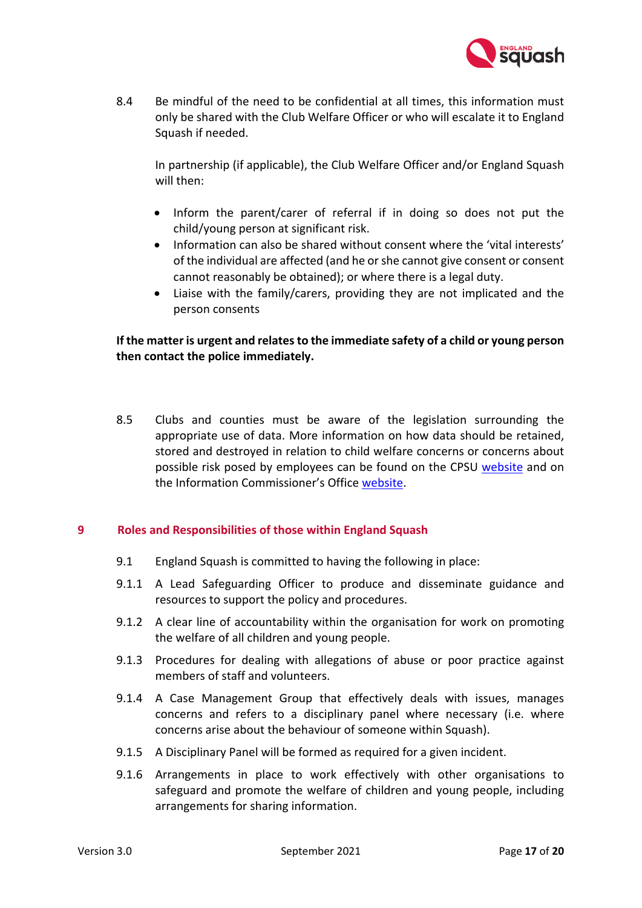8.4 Be mindful of the need to be confidential at all times, this information must only be shared with the Club Welfare Officer or who will escalate it to England Squash if needed.

In partnership (if applicable), the Club Welfare Officer and/or England Squash will then:

- Inform the parent/carer of referral if in doing so does not put the child/young person at significant risk.
- Information can also be shared without consent where the 'vital interests' of the individual are affected (and he or she cannot give consent or consent cannot reasonably be obtained); or where there is a legal duty.
- Liaise with the family/carers, providing they are not implicated and the person consents

**If the matter is urgent and relates to the immediate safety of a child or young person then contact the police immediately.**

8.5 Clubs and counties must be aware of the legislation surrounding the appropriate use of data. More information on how data should be retained, stored and destroyed in relation to child welfare concerns or concerns about possible risk posed by employees can be found on the CPSU website and on the Information Commissioner's Office website.

## 9 Roles and Responsibilities of those within England Squash

9.1 England Squash is committed to having the following in place:

9.1.1 A Lead Safeguarding Officer to produce and disseminate guidance and resources to support the policy and procedures.

9.1.2 A clear line of accountability within the organisation for work on promoting the welfare of all children and young people.

9.1.3 Procedures for dealing with allegations of abuse or poor practice against members of staff and volunteers.

9.1.4 A Case Management Group that effectively deals with issues, manages concerns and refers to a disciplinary panel where necessary (i.e. where concerns arise about the behaviour of someone within Squash).

9.1.5 A Disciplinary Panel will be formed as required for a given incident.

9.1.6 Arrangements in place to work effectively with other organisations to safeguard and promote the welfare of children and young people, including arrangements for sharing information.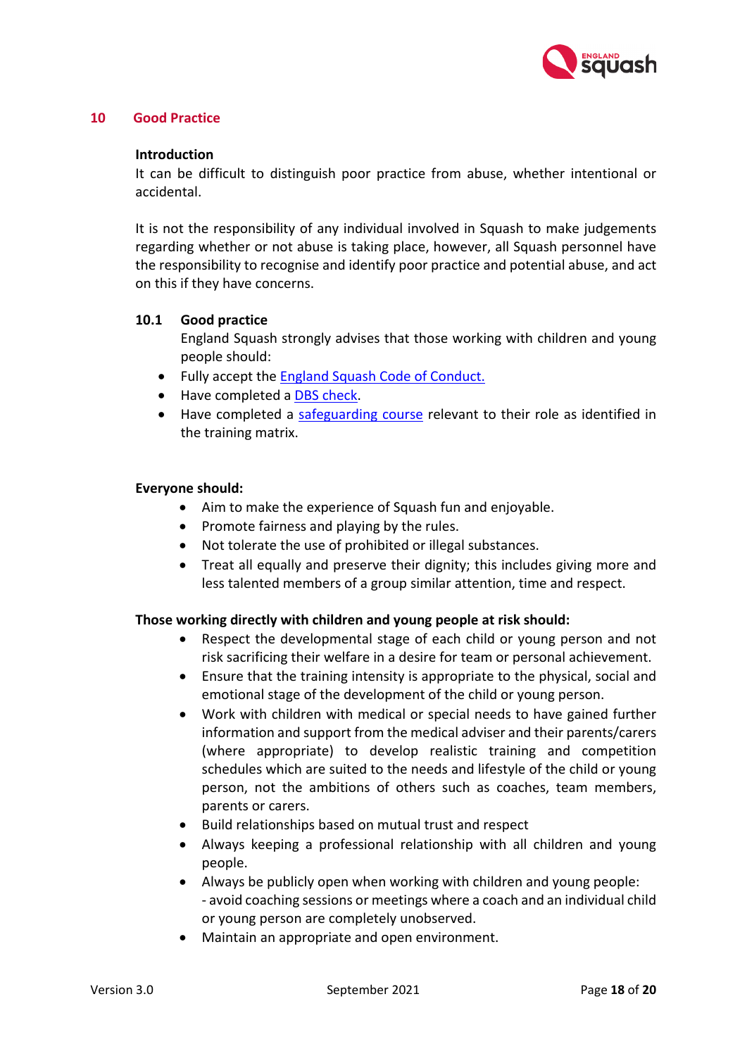## 10 Good Practice

**Introduction**

It can be difficult to distinguish poor practice from abuse, whether intentional or accidental.

It is not the responsibility of any individual involved in Squash to make judgements regarding whether or not abuse is taking place, however, all Squash personnel have the responsibility to recognise and identify poor practice and potential abuse, and act on this if they have concerns.

### 10.1 Good practice

England Squash strongly advises that those working with children and young people should:

- Fully accept the England Squash Code of Conduct.
- Have completed a DBS check.
- Have completed a safeguarding course relevant to their role as identified in the training matrix.

**Everyone should:**

- Aim to make the experience of Squash fun and enjoyable.
- Promote fairness and playing by the rules.
- Not tolerate the use of prohibited or illegal substances.
- Treat all equally and preserve their dignity; this includes giving more and less talented members of a group similar attention, time and respect.

**Those working directly with children and young people at risk should:**

- Respect the developmental stage of each child or young person and not risk sacrificing their welfare in a desire for team or personal achievement.
- Ensure that the training intensity is appropriate to the physical, social and emotional stage of the development of the child or young person.
- Work with children with medical or special needs to have gained further information and support from the medical adviser and their parents/carers (where appropriate) to develop realistic training and competition schedules which are suited to the needs and lifestyle of the child or young person, not the ambitions of others such as coaches, team members, parents or carers.
- Build relationships based on mutual trust and respect
- Always keeping a professional relationship with all children and young people.
- Always be publicly open when working with children and young people:
  - avoid coaching sessions or meetings where a coach and an individual child or young person are completely unobserved.
- Maintain an appropriate and open environment.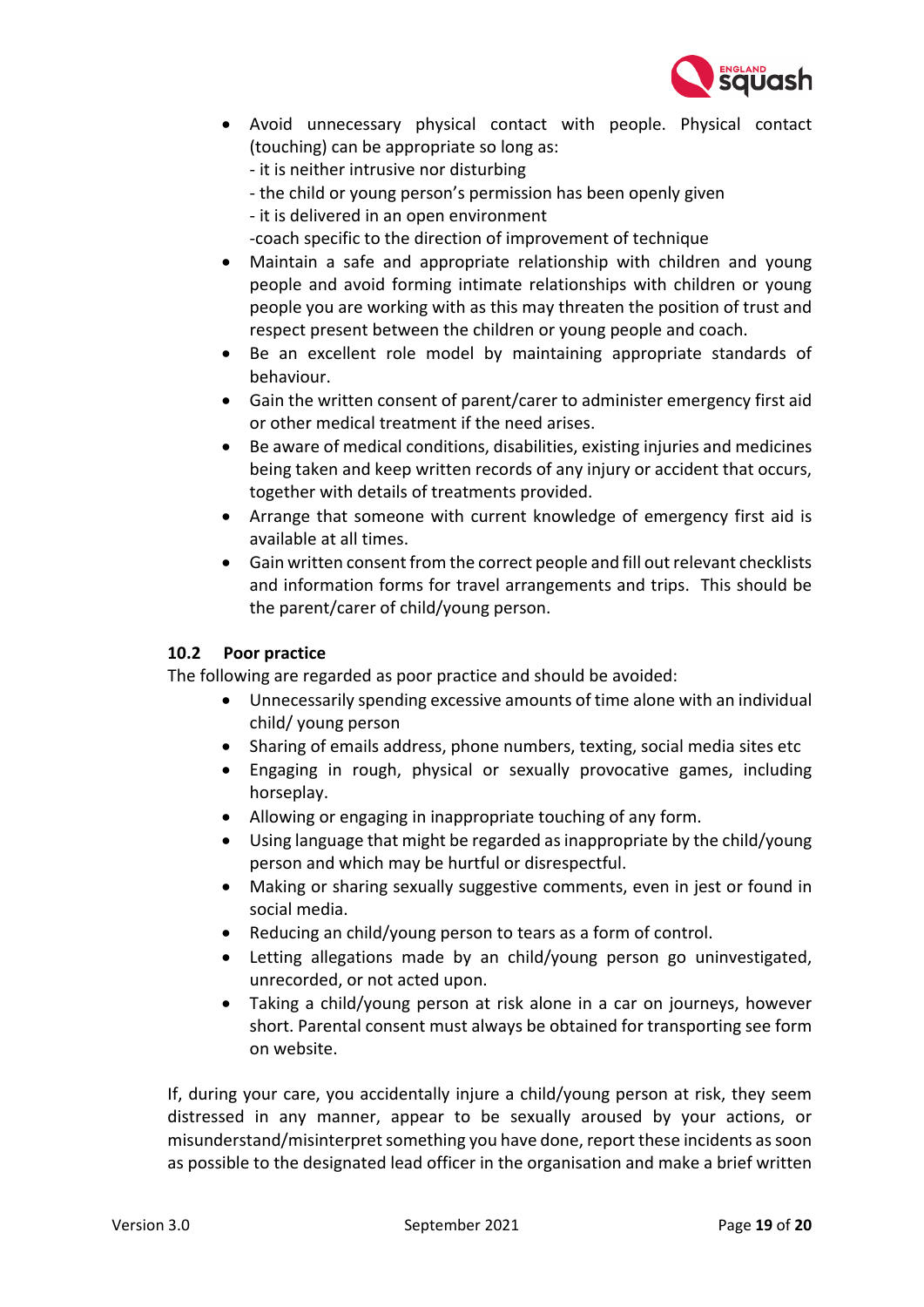- Avoid unnecessary physical contact with people. Physical contact (touching) can be appropriate so long as:
  - it is neither intrusive nor disturbing
  - the child or young person's permission has been openly given
  - it is delivered in an open environment
  -coach specific to the direction of improvement of technique
- Maintain a safe and appropriate relationship with children and young people and avoid forming intimate relationships with children or young people you are working with as this may threaten the position of trust and respect present between the children or young people and coach.
- Be an excellent role model by maintaining appropriate standards of behaviour.
- Gain the written consent of parent/carer to administer emergency first aid or other medical treatment if the need arises.
- Be aware of medical conditions, disabilities, existing injuries and medicines being taken and keep written records of any injury or accident that occurs, together with details of treatments provided.
- Arrange that someone with current knowledge of emergency first aid is available at all times.
- Gain written consent from the correct people and fill out relevant checklists and information forms for travel arrangements and trips. This should be the parent/carer of child/young person.

### 10.2 Poor practice

The following are regarded as poor practice and should be avoided:

- Unnecessarily spending excessive amounts of time alone with an individual child/ young person
- Sharing of emails address, phone numbers, texting, social media sites etc
- Engaging in rough, physical or sexually provocative games, including horseplay.
- Allowing or engaging in inappropriate touching of any form.
- Using language that might be regarded as inappropriate by the child/young person and which may be hurtful or disrespectful.
- Making or sharing sexually suggestive comments, even in jest or found in social media.
- Reducing an child/young person to tears as a form of control.
- Letting allegations made by an child/young person go uninvestigated, unrecorded, or not acted upon.
- Taking a child/young person at risk alone in a car on journeys, however short. Parental consent must always be obtained for transporting see form on website.

If, during your care, you accidentally injure a child/young person at risk, they seem distressed in any manner, appear to be sexually aroused by your actions, or misunderstand/misinterpret something you have done, report these incidents as soon as possible to the designated lead officer in the organisation and make a brief written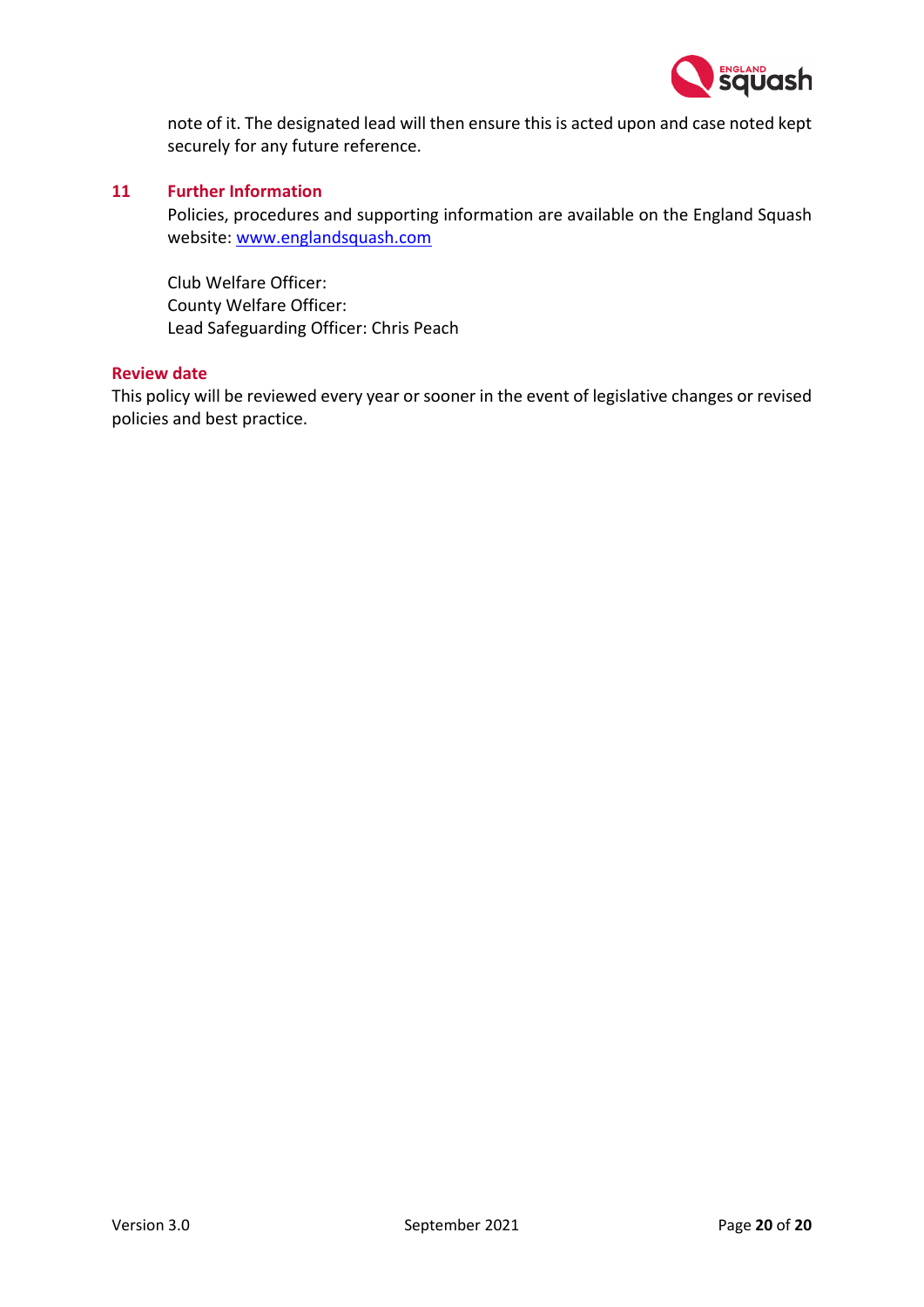note of it. The designated lead will then ensure this is acted upon and case noted kept securely for any future reference.

## 11 Further Information

Policies, procedures and supporting information are available on the England Squash website: [www.englandsquash.com](http://www.englandsquash.com)

Club Welfare Officer:
County Welfare Officer:
Lead Safeguarding Officer: Chris Peach

## Review date

This policy will be reviewed every year or sooner in the event of legislative changes or revised policies and best practice.